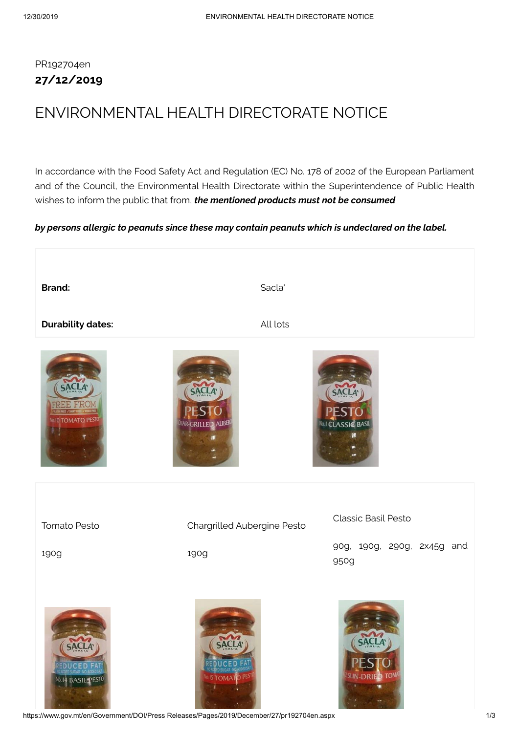PR192704en

**27/12/2019**

# ENVIRONMENTAL HEALTH DIRECTORATE NOTICE

In accordance with the Food Safety Act and Regulation (EC) No. 178 of 2002 of the European Parliament and of the Council, the Environmental Health Directorate within the Superintendence of Public Health wishes to inform the public that from, ***the mentioned products must not be consumed***

***by persons allergic to peanuts since these may contain peanuts which is undeclared on the label.***

| | |
|---|---|
| **Brand:** | Sacla' |
| **Durability dates:** | All lots |

| | | |
|---|---|---|
| Tomato Pesto | Chargrilled Aubergine Pesto | Classic Basil Pesto |
| 190g | 190g | 90g, 190g, 290g, 2x45g and 950g |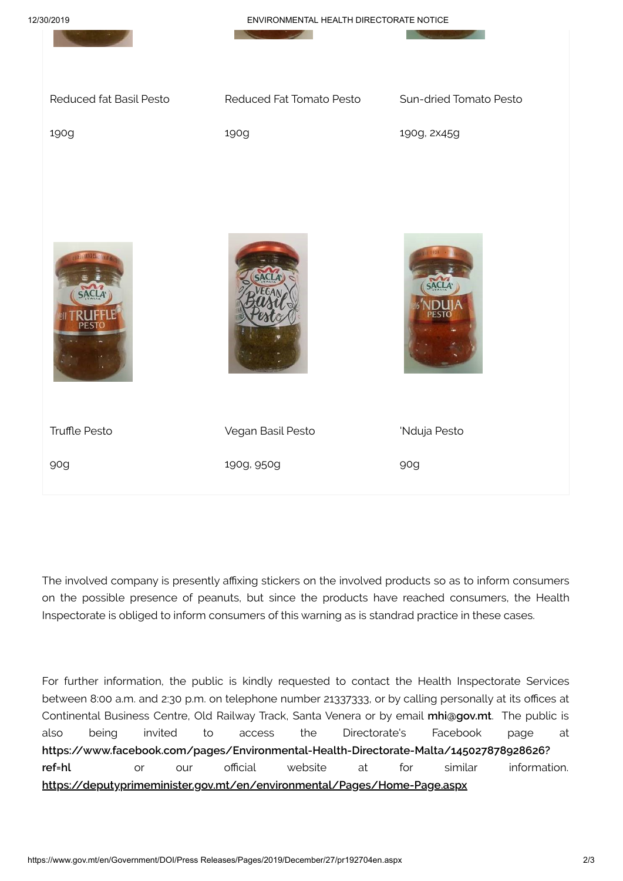| Reduced fat Basil Pesto | Reduced Fat Tomato Pesto | Sun-dried Tomato Pesto |
| --- | --- | --- |
| 190g | 190g | 190g, 2x45g |
| Truffle Pesto | Vegan Basil Pesto | 'Nduja Pesto |
| 90g | 190g, 950g | 90g |

The involved company is presently affixing stickers on the involved products so as to inform consumers on the possible presence of peanuts, but since the products have reached consumers, the Health Inspectorate is obliged to inform consumers of this warning as is standrad practice in these cases.

For further information, the public is kindly requested to contact the Health Inspectorate Services between 8:00 a.m. and 2:30 p.m. on telephone number 21337333, or by calling personally at its offices at Continental Business Centre, Old Railway Track, Santa Venera or by email **mhi@gov.mt**. The public is also being invited to access the Directorate's Facebook page at **https://www.facebook.com/pages/Environmental-Health-Directorate-Malta/145027878928626?ref=hl** or our official website at for similar information. **https://deputyprimeminister.gov.mt/en/environmental/Pages/Home-Page.aspx**